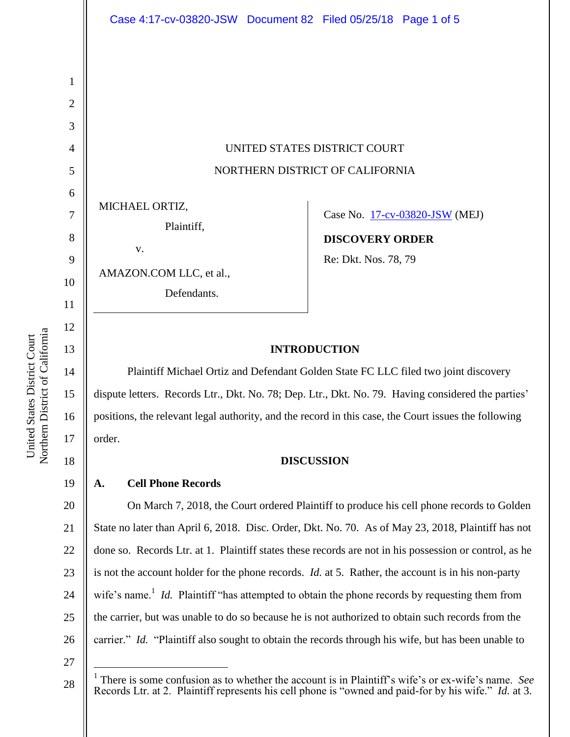UNITED STATES DISTRICT COURT

NORTHERN DISTRICT OF CALIFORNIA

MICHAEL ORTIZ,

Plaintiff,

v.

AMAZON.COM LLC, et al.,

Defendants.

Case No. 17-cv-03820-JSW (MEJ)

**DISCOVERY ORDER**

Re: Dkt. Nos. 78, 79

## INTRODUCTION

Plaintiff Michael Ortiz and Defendant Golden State FC LLC filed two joint discovery dispute letters. Records Ltr., Dkt. No. 78; Dep. Ltr., Dkt. No. 79. Having considered the parties' positions, the relevant legal authority, and the record in this case, the Court issues the following order.

## DISCUSSION

### A. Cell Phone Records

On March 7, 2018, the Court ordered Plaintiff to produce his cell phone records to Golden State no later than April 6, 2018. Disc. Order, Dkt. No. 70. As of May 23, 2018, Plaintiff has not done so. Records Ltr. at 1. Plaintiff states these records are not in his possession or control, as he is not the account holder for the phone records. *Id.* at 5. Rather, the account is in his non-party wife's name.[1] *Id.* Plaintiff "has attempted to obtain the phone records by requesting them from the carrier, but was unable to do so because he is not authorized to obtain such records from the carrier." *Id.* "Plaintiff also sought to obtain the records through his wife, but has been unable to

---

[1] There is some confusion as to whether the account is in Plaintiff's wife's or ex-wife's name. *See* Records Ltr. at 2. Plaintiff represents his cell phone is "owned and paid-for by his wife." *Id.* at 3.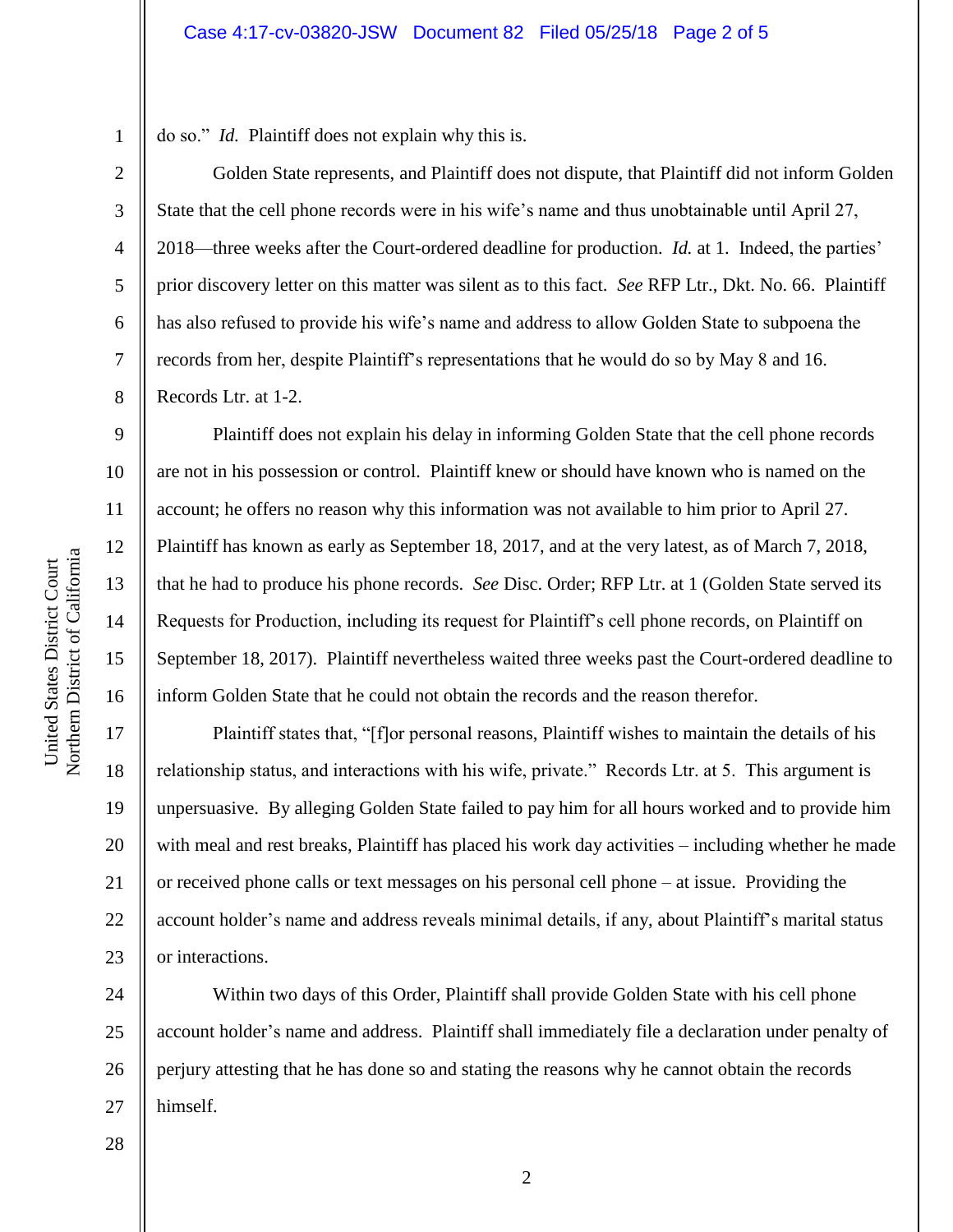do so." *Id.* Plaintiff does not explain why this is.

Golden State represents, and Plaintiff does not dispute, that Plaintiff did not inform Golden State that the cell phone records were in his wife's name and thus unobtainable until April 27, 2018—three weeks after the Court-ordered deadline for production. *Id.* at 1. Indeed, the parties' prior discovery letter on this matter was silent as to this fact. *See* RFP Ltr., Dkt. No. 66. Plaintiff has also refused to provide his wife's name and address to allow Golden State to subpoena the records from her, despite Plaintiff's representations that he would do so by May 8 and 16. Records Ltr. at 1-2.

Plaintiff does not explain his delay in informing Golden State that the cell phone records are not in his possession or control. Plaintiff knew or should have known who is named on the account; he offers no reason why this information was not available to him prior to April 27. Plaintiff has known as early as September 18, 2017, and at the very latest, as of March 7, 2018, that he had to produce his phone records. *See* Disc. Order; RFP Ltr. at 1 (Golden State served its Requests for Production, including its request for Plaintiff's cell phone records, on Plaintiff on September 18, 2017). Plaintiff nevertheless waited three weeks past the Court-ordered deadline to inform Golden State that he could not obtain the records and the reason therefor.

Plaintiff states that, "[f]or personal reasons, Plaintiff wishes to maintain the details of his relationship status, and interactions with his wife, private." Records Ltr. at 5. This argument is unpersuasive. By alleging Golden State failed to pay him for all hours worked and to provide him with meal and rest breaks, Plaintiff has placed his work day activities – including whether he made or received phone calls or text messages on his personal cell phone – at issue. Providing the account holder's name and address reveals minimal details, if any, about Plaintiff's marital status or interactions.

Within two days of this Order, Plaintiff shall provide Golden State with his cell phone account holder's name and address. Plaintiff shall immediately file a declaration under penalty of perjury attesting that he has done so and stating the reasons why he cannot obtain the records himself.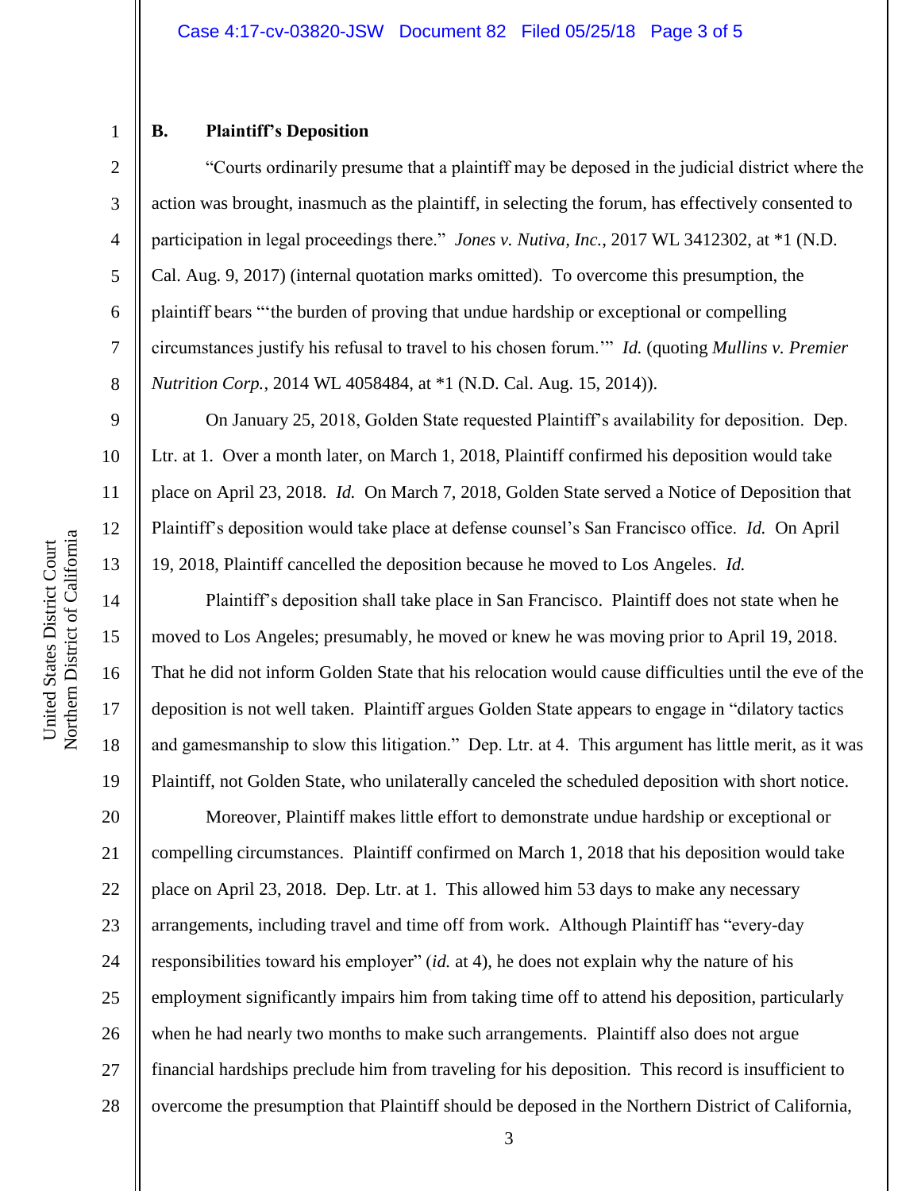### B. Plaintiff's Deposition

"Courts ordinarily presume that a plaintiff may be deposed in the judicial district where the action was brought, inasmuch as the plaintiff, in selecting the forum, has effectively consented to participation in legal proceedings there." *Jones v. Nutiva, Inc.*, 2017 WL 3412302, at *1 (N.D. Cal. Aug. 9, 2017) (internal quotation marks omitted). To overcome this presumption, the plaintiff bears "'the burden of proving that undue hardship or exceptional or compelling circumstances justify his refusal to travel to his chosen forum.'" *Id.* (quoting *Mullins v. Premier Nutrition Corp.*, 2014 WL 4058484, at *1 (N.D. Cal. Aug. 15, 2014)).

On January 25, 2018, Golden State requested Plaintiff's availability for deposition. Dep. Ltr. at 1. Over a month later, on March 1, 2018, Plaintiff confirmed his deposition would take place on April 23, 2018. *Id.* On March 7, 2018, Golden State served a Notice of Deposition that Plaintiff's deposition would take place at defense counsel's San Francisco office. *Id.* On April 19, 2018, Plaintiff cancelled the deposition because he moved to Los Angeles. *Id.*

Plaintiff's deposition shall take place in San Francisco. Plaintiff does not state when he moved to Los Angeles; presumably, he moved or knew he was moving prior to April 19, 2018. That he did not inform Golden State that his relocation would cause difficulties until the eve of the deposition is not well taken. Plaintiff argues Golden State appears to engage in "dilatory tactics and gamesmanship to slow this litigation." Dep. Ltr. at 4. This argument has little merit, as it was Plaintiff, not Golden State, who unilaterally canceled the scheduled deposition with short notice.

Moreover, Plaintiff makes little effort to demonstrate undue hardship or exceptional or compelling circumstances. Plaintiff confirmed on March 1, 2018 that his deposition would take place on April 23, 2018. Dep. Ltr. at 1. This allowed him 53 days to make any necessary arrangements, including travel and time off from work. Although Plaintiff has "every-day responsibilities toward his employer" (*id.* at 4), he does not explain why the nature of his employment significantly impairs him from taking time off to attend his deposition, particularly when he had nearly two months to make such arrangements. Plaintiff also does not argue financial hardships preclude him from traveling for his deposition. This record is insufficient to overcome the presumption that Plaintiff should be deposed in the Northern District of California,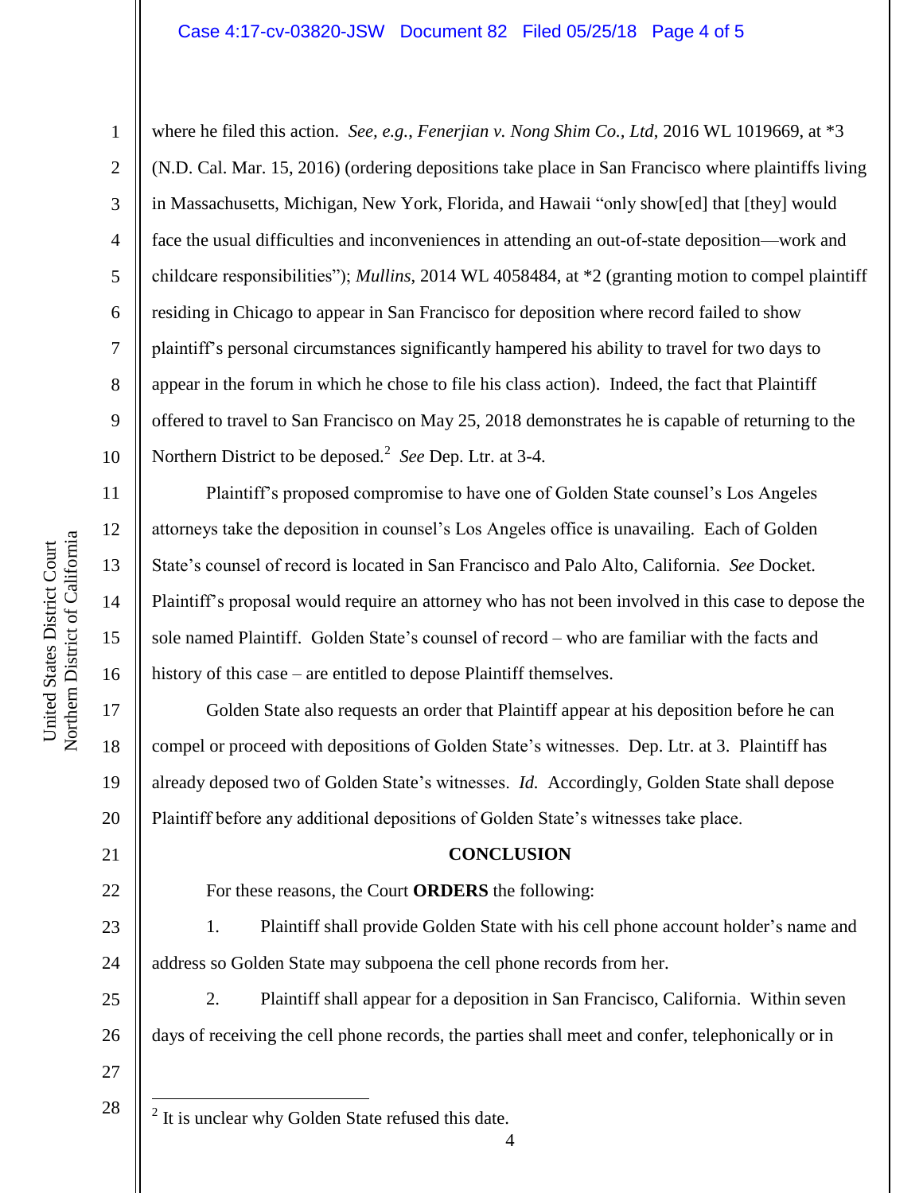where he filed this action. *See, e.g.*, *Fenerjian v. Nong Shim Co., Ltd*, 2016 WL 1019669, at *3 (N.D. Cal. Mar. 15, 2016) (ordering depositions take place in San Francisco where plaintiffs living in Massachusetts, Michigan, New York, Florida, and Hawaii "only show[ed] that [they] would face the usual difficulties and inconveniences in attending an out-of-state deposition—work and childcare responsibilities"); *Mullins*, 2014 WL 4058484, at *2 (granting motion to compel plaintiff residing in Chicago to appear in San Francisco for deposition where record failed to show plaintiff's personal circumstances significantly hampered his ability to travel for two days to appear in the forum in which he chose to file his class action). Indeed, the fact that Plaintiff offered to travel to San Francisco on May 25, 2018 demonstrates he is capable of returning to the Northern District to be deposed.[2] *See* Dep. Ltr. at 3-4.

Plaintiff's proposed compromise to have one of Golden State counsel's Los Angeles attorneys take the deposition in counsel's Los Angeles office is unavailing. Each of Golden State's counsel of record is located in San Francisco and Palo Alto, California. *See* Docket. Plaintiff's proposal would require an attorney who has not been involved in this case to depose the sole named Plaintiff. Golden State's counsel of record – who are familiar with the facts and history of this case – are entitled to depose Plaintiff themselves.

Golden State also requests an order that Plaintiff appear at his deposition before he can compel or proceed with depositions of Golden State's witnesses. Dep. Ltr. at 3. Plaintiff has already deposed two of Golden State's witnesses. *Id.* Accordingly, Golden State shall depose Plaintiff before any additional depositions of Golden State's witnesses take place.

## CONCLUSION

For these reasons, the Court **ORDERS** the following:

1. Plaintiff shall provide Golden State with his cell phone account holder's name and address so Golden State may subpoena the cell phone records from her.

2. Plaintiff shall appear for a deposition in San Francisco, California. Within seven days of receiving the cell phone records, the parties shall meet and confer, telephonically or in

[2] It is unclear why Golden State refused this date.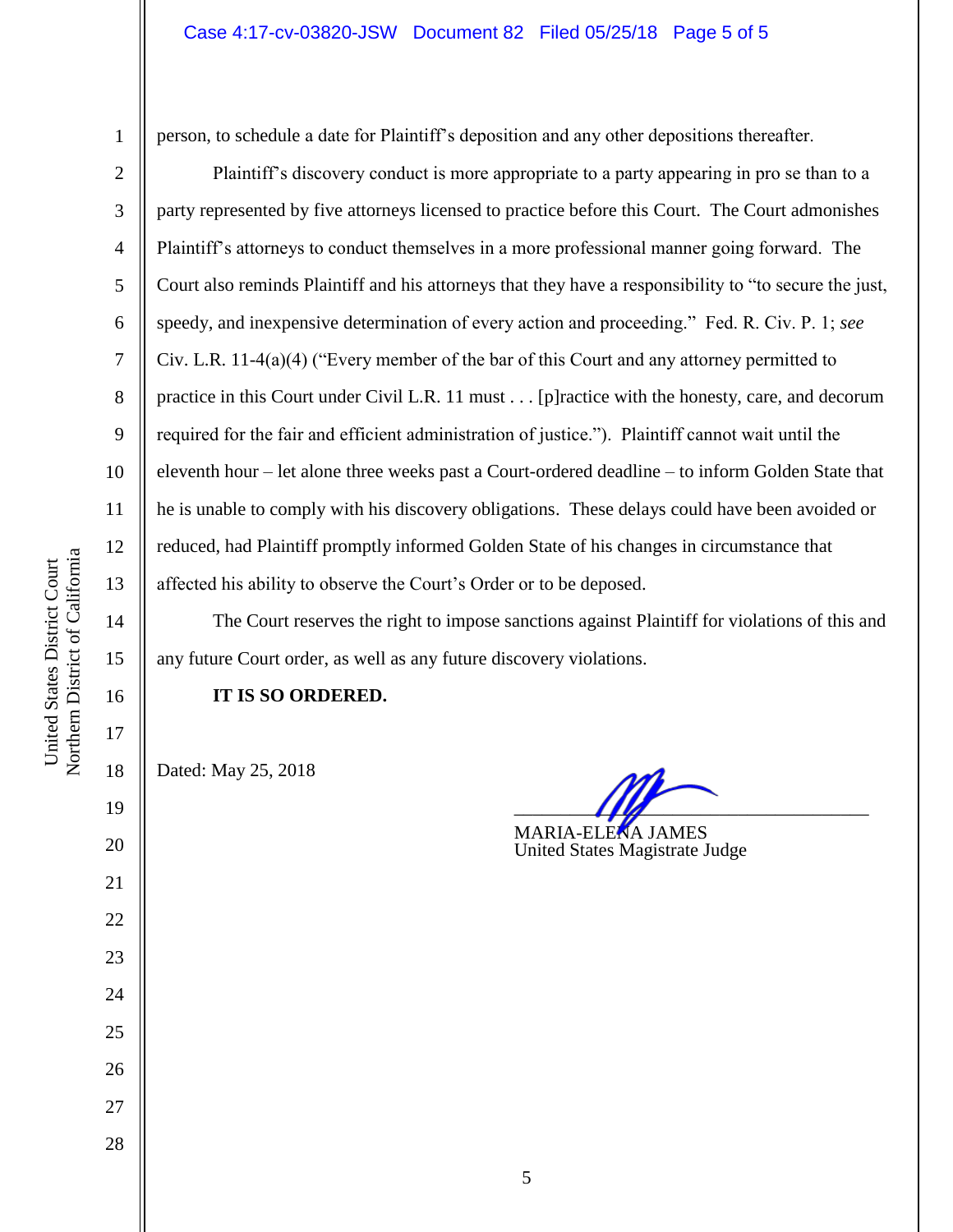person, to schedule a date for Plaintiff's deposition and any other depositions thereafter.

Plaintiff's discovery conduct is more appropriate to a party appearing in pro se than to a party represented by five attorneys licensed to practice before this Court. The Court admonishes Plaintiff's attorneys to conduct themselves in a more professional manner going forward. The Court also reminds Plaintiff and his attorneys that they have a responsibility to "to secure the just, speedy, and inexpensive determination of every action and proceeding." Fed. R. Civ. P. 1; *see* Civ. L.R. 11-4(a)(4) ("Every member of the bar of this Court and any attorney permitted to practice in this Court under Civil L.R. 11 must . . . [p]ractice with the honesty, care, and decorum required for the fair and efficient administration of justice."). Plaintiff cannot wait until the eleventh hour – let alone three weeks past a Court-ordered deadline – to inform Golden State that he is unable to comply with his discovery obligations. These delays could have been avoided or reduced, had Plaintiff promptly informed Golden State of his changes in circumstance that affected his ability to observe the Court's Order or to be deposed.

The Court reserves the right to impose sanctions against Plaintiff for violations of this and any future Court order, as well as any future discovery violations.

**IT IS SO ORDERED.**

Dated: May 25, 2018

MARIA-ELENA JAMES
United States Magistrate Judge

United States District Court
Northern District of California